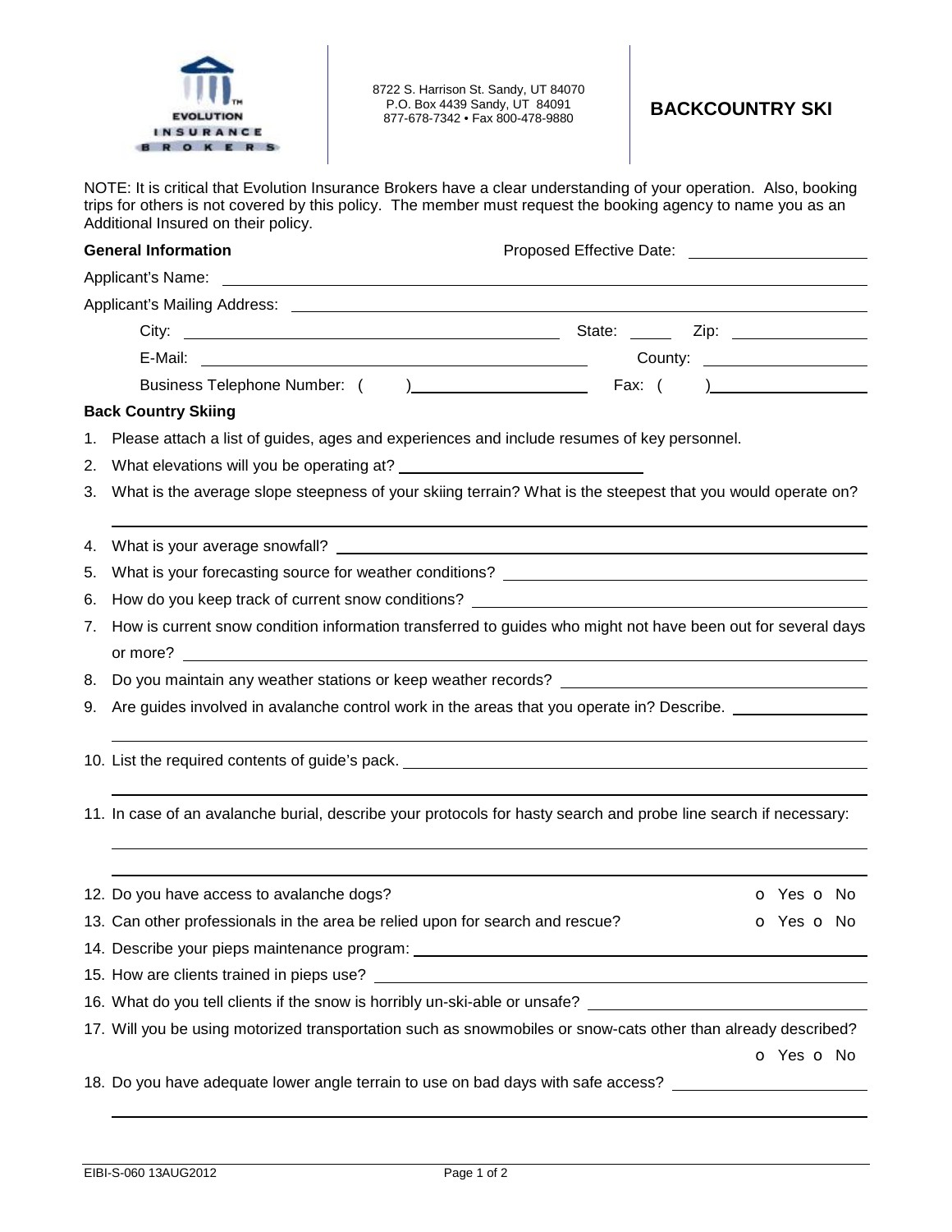EVOLUTION INSURANCE BROKERS

8722 S. Harrison St. Sandy, UT 84070
P.O. Box 4439 Sandy, UT 84091
877-678-7342 • Fax 800-478-9880

# BACKCOUNTRY SKI

NOTE: It is critical that Evolution Insurance Brokers have a clear understanding of your operation. Also, booking trips for others is not covered by this policy. The member must request the booking agency to name you as an Additional Insured on their policy.

**General Information** Proposed Effective Date: ____________________

Applicant's Name: ____________________

Applicant's Mailing Address: ____________________

City: ____________________ State: ______ Zip: ____________

E-Mail: ____________________ County: ____________

Business Telephone Number: ( ) ____________________ Fax: ( ) ____________

**Back Country Skiing**

1. Please attach a list of guides, ages and experiences and include resumes of key personnel.
2. What elevations will you be operating at? ____________________
3. What is the average slope steepness of your skiing terrain? What is the steepest that you would operate on? ____________________
4. What is your average snowfall? ____________________
5. What is your forecasting source for weather conditions? ____________________
6. How do you keep track of current snow conditions? ____________________
7. How is current snow condition information transferred to guides who might not have been out for several days or more? ____________________
8. Do you maintain any weather stations or keep weather records? ____________________
9. Are guides involved in avalanche control work in the areas that you operate in? Describe. ____________________
10. List the required contents of guide's pack. ____________________
11. In case of an avalanche burial, describe your protocols for hasty search and probe line search if necessary: ____________________
12. Do you have access to avalanche dogs? o Yes o No
13. Can other professionals in the area be relied upon for search and rescue? o Yes o No
14. Describe your pieps maintenance program: ____________________
15. How are clients trained in pieps use? ____________________
16. What do you tell clients if the snow is horribly un-ski-able or unsafe? ____________________
17. Will you be using motorized transportation such as snowmobiles or snow-cats other than already described? o Yes o No
18. Do you have adequate lower angle terrain to use on bad days with safe access? ____________________

EIBI-S-060 13AUG2012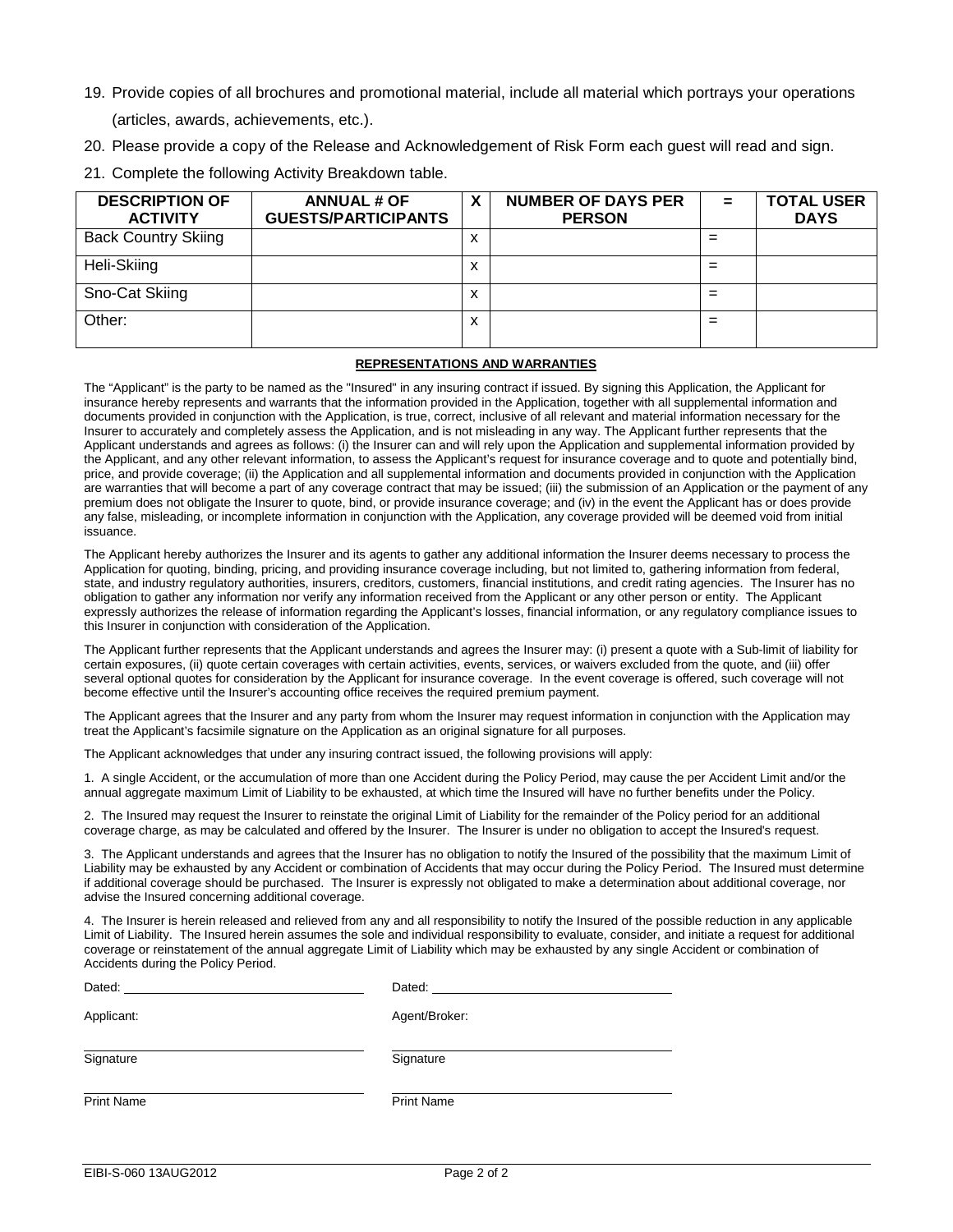19. Provide copies of all brochures and promotional material, include all material which portrays your operations (articles, awards, achievements, etc.).
20. Please provide a copy of the Release and Acknowledgement of Risk Form each guest will read and sign.
21. Complete the following Activity Breakdown table.

| DESCRIPTION OF ACTIVITY | ANNUAL # OF GUESTS/PARTICIPANTS | X | NUMBER OF DAYS PER PERSON | = | TOTAL USER DAYS |
|---|---|---|---|---|---|
| Back Country Skiing | | x | | = | |
| Heli-Skiing | | x | | = | |
| Sno-Cat Skiing | | x | | = | |
| Other: | | x | | = | |

**REPRESENTATIONS AND WARRANTIES**

The "Applicant" is the party to be named as the "Insured" in any insuring contract if issued. By signing this Application, the Applicant for insurance hereby represents and warrants that the information provided in the Application, together with all supplemental information and documents provided in conjunction with the Application, is true, correct, inclusive of all relevant and material information necessary for the Insurer to accurately and completely assess the Application, and is not misleading in any way. The Applicant further represents that the Applicant understands and agrees as follows: (i) the Insurer can and will rely upon the Application and supplemental information provided by the Applicant, and any other relevant information, to assess the Applicant's request for insurance coverage and to quote and potentially bind, price, and provide coverage; (ii) the Application and all supplemental information and documents provided in conjunction with the Application are warranties that will become a part of any coverage contract that may be issued; (iii) the submission of an Application or the payment of any premium does not obligate the Insurer to quote, bind, or provide insurance coverage; and (iv) in the event the Applicant has or does provide any false, misleading, or incomplete information in conjunction with the Application, any coverage provided will be deemed void from initial issuance.

The Applicant hereby authorizes the Insurer and its agents to gather any additional information the Insurer deems necessary to process the Application for quoting, binding, pricing, and providing insurance coverage including, but not limited to, gathering information from federal, state, and industry regulatory authorities, insurers, creditors, customers, financial institutions, and credit rating agencies. The Insurer has no obligation to gather any information nor verify any information received from the Applicant or any other person or entity. The Applicant expressly authorizes the release of information regarding the Applicant's losses, financial information, or any regulatory compliance issues to this Insurer in conjunction with consideration of the Application.

The Applicant further represents that the Applicant understands and agrees the Insurer may: (i) present a quote with a Sub-limit of liability for certain exposures, (ii) quote certain coverages with certain activities, events, services, or waivers excluded from the quote, and (iii) offer several optional quotes for consideration by the Applicant for insurance coverage. In the event coverage is offered, such coverage will not become effective until the Insurer's accounting office receives the required premium payment.

The Applicant agrees that the Insurer and any party from whom the Insurer may request information in conjunction with the Application may treat the Applicant's facsimile signature on the Application as an original signature for all purposes.

The Applicant acknowledges that under any insuring contract issued, the following provisions will apply:

1. A single Accident, or the accumulation of more than one Accident during the Policy Period, may cause the per Accident Limit and/or the annual aggregate maximum Limit of Liability to be exhausted, at which time the Insured will have no further benefits under the Policy.

2. The Insured may request the Insurer to reinstate the original Limit of Liability for the remainder of the Policy period for an additional coverage charge, as may be calculated and offered by the Insurer. The Insurer is under no obligation to accept the Insured's request.

3. The Applicant understands and agrees that the Insurer has no obligation to notify the Insured of the possibility that the maximum Limit of Liability may be exhausted by any Accident or combination of Accidents that may occur during the Policy Period. The Insured must determine if additional coverage should be purchased. The Insurer is expressly not obligated to make a determination about additional coverage, nor advise the Insured concerning additional coverage.

4. The Insurer is herein released and relieved from any and all responsibility to notify the Insured of the possible reduction in any applicable Limit of Liability. The Insured herein assumes the sole and individual responsibility to evaluate, consider, and initiate a request for additional coverage or reinstatement of the annual aggregate Limit of Liability which may be exhausted by any single Accident or combination of Accidents during the Policy Period.

Dated: ______________________ Dated: ______________________

Applicant: Agent/Broker:

______________________ ______________________
Signature Signature

______________________ ______________________
Print Name Print Name

EIBI-S-060 13AUG2012